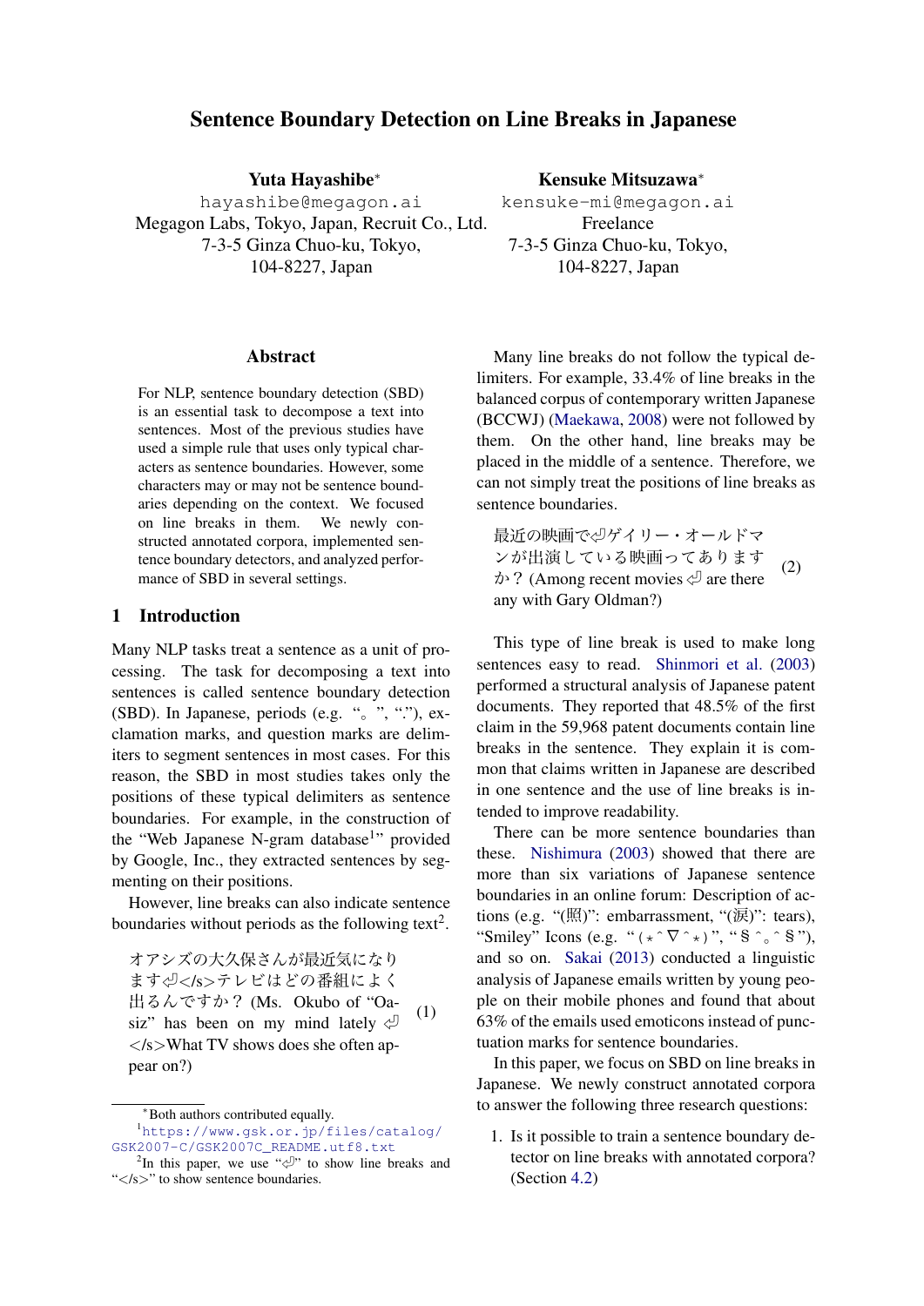# Sentence Boundary Detection on Line Breaks in Japanese

**Yuta Hayashibe**[*]
hayashibe@megagon.ai
Megagon Labs, Tokyo, Japan, Recruit Co., Ltd.
7-3-5 Ginza Chuo-ku, Tokyo,
104-8227, Japan

**Kensuke Mitsuzawa**[*]
kensuke-mi@megagon.ai
Freelance
7-3-5 Ginza Chuo-ku, Tokyo,
104-8227, Japan

## Abstract

For NLP, sentence boundary detection (SBD) is an essential task to decompose a text into sentences. Most of the previous studies have used a simple rule that uses only typical characters as sentence boundaries. However, some characters may or may not be sentence boundaries depending on the context. We focused on line breaks in them. We newly constructed annotated corpora, implemented sentence boundary detectors, and analyzed performance of SBD in several settings.

## 1 Introduction

Many NLP tasks treat a sentence as a unit of processing. The task for decomposing a text into sentences is called sentence boundary detection (SBD). In Japanese, periods (e.g. "。", "."), exclamation marks, and question marks are delimiters to segment sentences in most cases. For this reason, the SBD in most studies takes only the positions of these typical delimiters as sentence boundaries. For example, in the construction of the "Web Japanese N-gram database[1]" provided by Google, Inc., they extracted sentences by segmenting on their positions.

However, line breaks can also indicate sentence boundaries without periods as the following text[2].

> オアシズの大久保さんが最近気になります⏎</s>テレビはどの番組によく出るんですか？(Ms. Okubo of "Oasiz" has been on my mind lately ⏎ </s>What TV shows does she often appear on?) (1)

Many line breaks do not follow the typical delimiters. For example, 33.4% of line breaks in the balanced corpus of contemporary written Japanese (BCCWJ) (Maekawa, 2008) were not followed by them. On the other hand, line breaks may be placed in the middle of a sentence. Therefore, we can not simply treat the positions of line breaks as sentence boundaries.

> 最近の映画で⏎ゲイリー・オールドマンが出演している映画ってありますか？(Among recent movies ⏎ are there any with Gary Oldman?) (2)

This type of line break is used to make long sentences easy to read. Shinmori et al. (2003) performed a structural analysis of Japanese patent documents. They reported that 48.5% of the first claim in the 59,968 patent documents contain line breaks in the sentence. They explain it is common that claims written in Japanese are described in one sentence and the use of line breaks is intended to improve readability.

There can be more sentence boundaries than these. Nishimura (2003) showed that there are more than six variations of Japanese sentence boundaries in an online forum: Description of actions (e.g. "(照)": embarrassment, "(涙)": tears), "Smiley" Icons (e.g. "(⋆^∇^⋆)", "§^。^§"), and so on. Sakai (2013) conducted a linguistic analysis of Japanese emails written by young people on their mobile phones and found that about 63% of the emails used emoticons instead of punctuation marks for sentence boundaries.

In this paper, we focus on SBD on line breaks in Japanese. We newly construct annotated corpora to answer the following three research questions:

1. Is it possible to train a sentence boundary detector on line breaks with annotated corpora? (Section 4.2)

---

[*] Both authors contributed equally.

[1] https://www.gsk.or.jp/files/catalog/GSK2007-C/GSK2007C_README.utf8.txt

[2] In this paper, we use "⏎" to show line breaks and "</s>" to show sentence boundaries.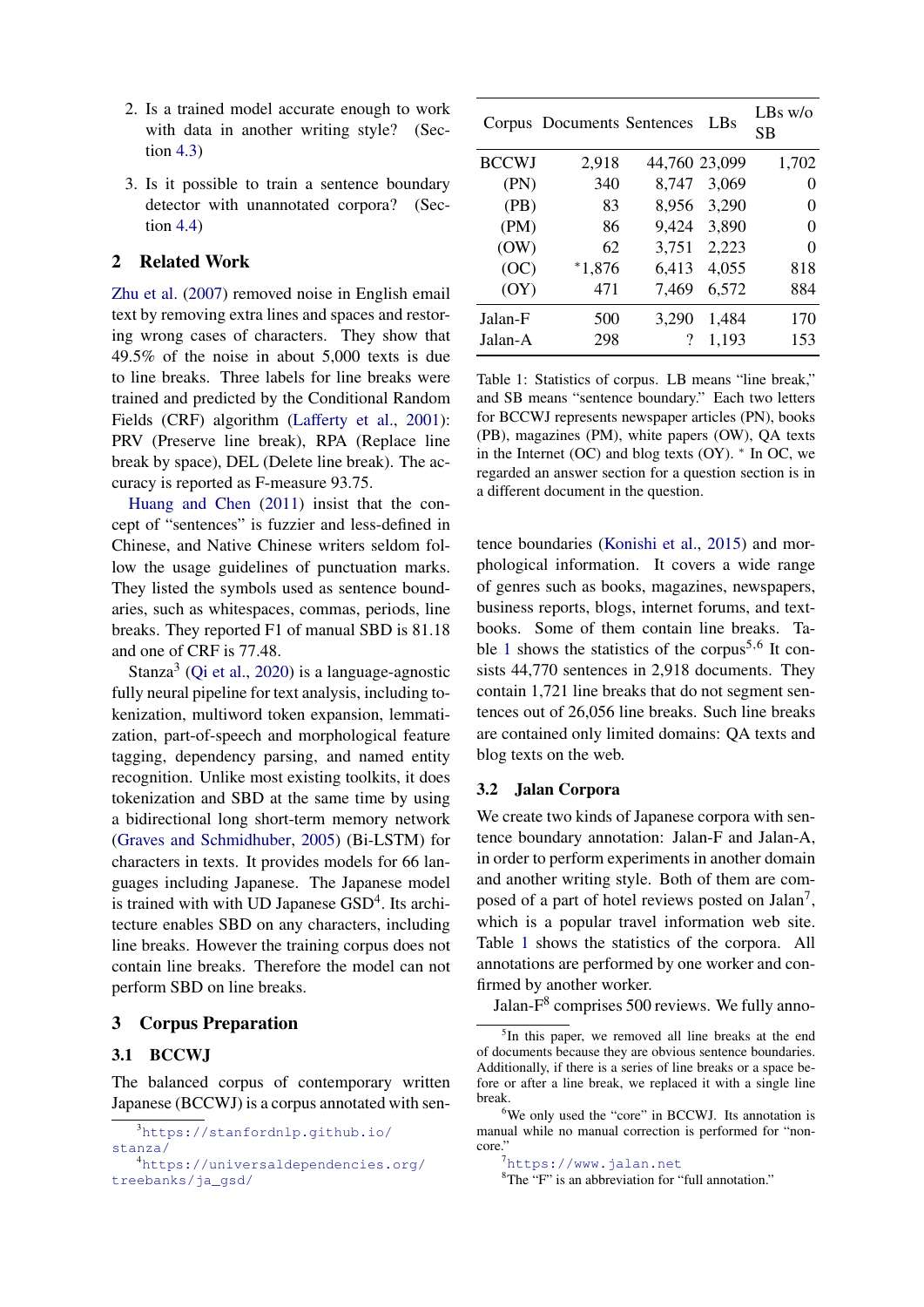2. Is a trained model accurate enough to work with data in another writing style? (Section 4.3)
3. Is it possible to train a sentence boundary detector with unannotated corpora? (Section 4.4)

## 2 Related Work

Zhu et al. (2007) removed noise in English email text by removing extra lines and spaces and restoring wrong cases of characters. They show that 49.5% of the noise in about 5,000 texts is due to line breaks. Three labels for line breaks were trained and predicted by the Conditional Random Fields (CRF) algorithm (Lafferty et al., 2001): PRV (Preserve line break), RPA (Replace line break by space), DEL (Delete line break). The accuracy is reported as F-measure 93.75.

Huang and Chen (2011) insist that the concept of "sentences" is fuzzier and less-defined in Chinese, and Native Chinese writers seldom follow the usage guidelines of punctuation marks. They listed the symbols used as sentence boundaries, such as whitespaces, commas, periods, line breaks. They reported F1 of manual SBD is 81.18 and one of CRF is 77.48.

Stanza[3] (Qi et al., 2020) is a language-agnostic fully neural pipeline for text analysis, including tokenization, multiword token expansion, lemmatization, part-of-speech and morphological feature tagging, dependency parsing, and named entity recognition. Unlike most existing toolkits, it does tokenization and SBD at the same time by using a bidirectional long short-term memory network (Graves and Schmidhuber, 2005) (Bi-LSTM) for characters in texts. It provides models for 66 languages including Japanese. The Japanese model is trained with with UD Japanese GSD[4]. Its architecture enables SBD on any characters, including line breaks. However the training corpus does not contain line breaks. Therefore the model can not perform SBD on line breaks.

## 3 Corpus Preparation

### 3.1 BCCWJ

The balanced corpus of contemporary written Japanese (BCCWJ) is a corpus annotated with sentence boundaries (Konishi et al., 2015) and morphological information. It covers a wide range of genres such as books, magazines, newspapers, business reports, blogs, internet forums, and textbooks. Some of them contain line breaks. Table 1 shows the statistics of the corpus[5,6] It consists 44,770 sentences in 2,918 documents. They contain 1,721 line breaks that do not segment sentences out of 26,056 line breaks. Such line breaks are contained only limited domains: QA texts and blog texts on the web.

| Corpus | Documents | Sentences | LBs | LBs w/o SB |
|---|---|---|---|---|
| BCCWJ | 2,918 | 44,760 | 23,099 | 1,702 |
| (PN) | 340 | 8,747 | 3,069 | 0 |
| (PB) | 83 | 8,956 | 3,290 | 0 |
| (PM) | 86 | 9,424 | 3,890 | 0 |
| (OW) | 62 | 3,751 | 2,223 | 0 |
| (OC) | *1,876 | 6,413 | 4,055 | 818 |
| (OY) | 471 | 7,469 | 6,572 | 884 |
| Jalan-F | 500 | 3,290 | 1,484 | 170 |
| Jalan-A | 298 | ? | 1,193 | 153 |

Table 1: Statistics of corpus. LB means "line break," and SB means "sentence boundary." Each two letters for BCCWJ represents newspaper articles (PN), books (PB), magazines (PM), white papers (OW), QA texts in the Internet (OC) and blog texts (OY). * In OC, we regarded an answer section for a question section is in a different document in the question.

### 3.2 Jalan Corpora

We create two kinds of Japanese corpora with sentence boundary annotation: Jalan-F and Jalan-A, in order to perform experiments in another domain and another writing style. Both of them are composed of a part of hotel reviews posted on Jalan[7], which is a popular travel information web site. Table 1 shows the statistics of the corpora. All annotations are performed by one worker and confirmed by another worker.

Jalan-F[8] comprises 500 reviews. We fully anno-

---

[3] https://stanfordnlp.github.io/stanza/

[4] https://universaldependencies.org/treebanks/ja_gsd/

[5] In this paper, we removed all line breaks at the end of documents because they are obvious sentence boundaries. Additionally, if there is a series of line breaks or a space before or after a line break, we replaced it with a single line break.

[6] We only used the "core" in BCCWJ. Its annotation is manual while no manual correction is performed for "non-core."

[7] https://www.jalan.net

[8] The "F" is an abbreviation for "full annotation."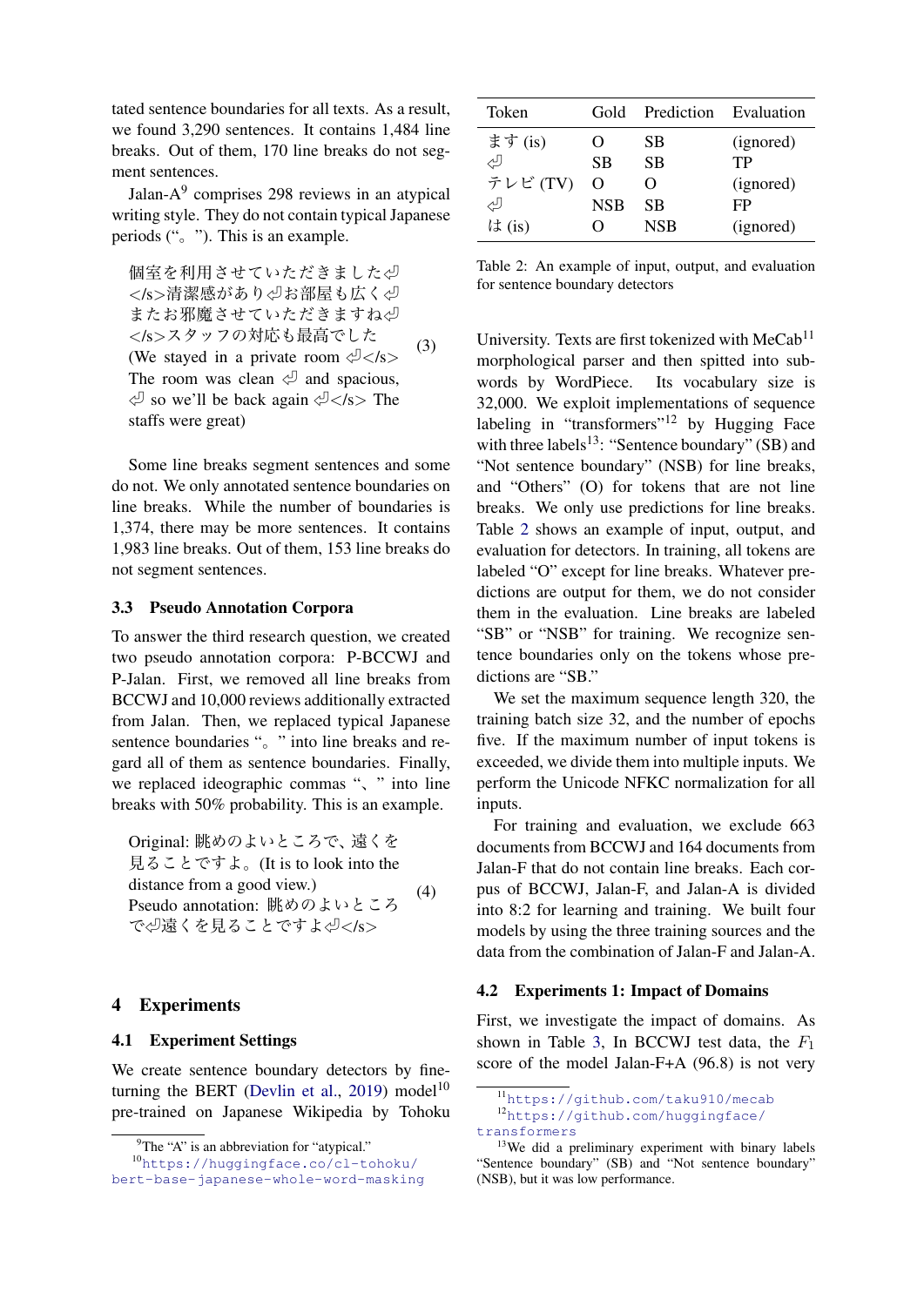tated sentence boundaries for all texts. As a result, we found 3,290 sentences. It contains 1,484 line breaks. Out of them, 170 line breaks do not segment sentences.

Jalan-A[9] comprises 298 reviews in an atypical writing style. They do not contain typical Japanese periods (“。”). This is an example.

> 個室を利用させていただきました⏎</s>清潔感があり⏎お部屋も広く⏎またお邪魔させていただきますね⏎</s>スタッフの対応も最高でした (We stayed in a private room ⏎</s> The room was clean ⏎ and spacious, ⏎ so we'll be back again ⏎</s> The staffs were great) (3)

Some line breaks segment sentences and some do not. We only annotated sentence boundaries on line breaks. While the number of boundaries is 1,374, there may be more sentences. It contains 1,983 line breaks. Out of them, 153 line breaks do not segment sentences.

### 3.3 Pseudo Annotation Corpora

To answer the third research question, we created two pseudo annotation corpora: P-BCCWJ and P-Jalan. First, we removed all line breaks from BCCWJ and 10,000 reviews additionally extracted from Jalan. Then, we replaced typical Japanese sentence boundaries “。” into line breaks and regard all of them as sentence boundaries. Finally, we replaced ideographic commas “、” into line breaks with 50% probability. This is an example.

> Original: 眺めのよいところで、遠くを見ることですよ。(It is to look into the distance from a good view.)
> Pseudo annotation: 眺めのよいところで⏎遠くを見ることですよ⏎</s> (4)

## 4 Experiments

### 4.1 Experiment Settings

We create sentence boundary detectors by fine-turning the BERT (Devlin et al., 2019) model[10] pre-trained on Japanese Wikipedia by Tohoku University. Texts are first tokenized with MeCab[11] morphological parser and then spitted into sub-words by WordPiece. Its vocabulary size is 32,000. We exploit implementations of sequence labeling in “transformers”[12] by Hugging Face with three labels[13]: “Sentence boundary” (SB) and “Not sentence boundary” (NSB) for line breaks, and “Others” (O) for tokens that are not line breaks. We only use predictions for line breaks. Table 2 shows an example of input, output, and evaluation for detectors. In training, all tokens are labeled “O” except for line breaks. Whatever predictions are output for them, we do not consider them in the evaluation. Line breaks are labeled “SB” or “NSB” for training. We recognize sentence boundaries only on the tokens whose predictions are “SB.”

| Token | Gold | Prediction | Evaluation |
|---|---|---|---|
| ます (is) | O | SB | (ignored) |
| ⏎ | SB | SB | TP |
| テレビ (TV) | O | O | (ignored) |
| ⏎ | NSB | SB | FP |
| は (is) | O | NSB | (ignored) |

Table 2: An example of input, output, and evaluation for sentence boundary detectors

We set the maximum sequence length 320, the training batch size 32, and the number of epochs five. If the maximum number of input tokens is exceeded, we divide them into multiple inputs. We perform the Unicode NFKC normalization for all inputs.

For training and evaluation, we exclude 663 documents from BCCWJ and 164 documents from Jalan-F that do not contain line breaks. Each corpus of BCCWJ, Jalan-F, and Jalan-A is divided into 8:2 for learning and training. We built four models by using the three training sources and the data from the combination of Jalan-F and Jalan-A.

### 4.2 Experiments 1: Impact of Domains

First, we investigate the impact of domains. As shown in Table 3, In BCCWJ test data, the $F_1$ score of the model Jalan-F+A (96.8) is not very

[9] The “A” is an abbreviation for “atypical.”

[10] https://huggingface.co/cl-tohoku/bert-base-japanese-whole-word-masking

[11] https://github.com/taku910/mecab

[12] https://github.com/huggingface/transformers

[13] We did a preliminary experiment with binary labels “Sentence boundary” (SB) and “Not sentence boundary” (NSB), but it was low performance.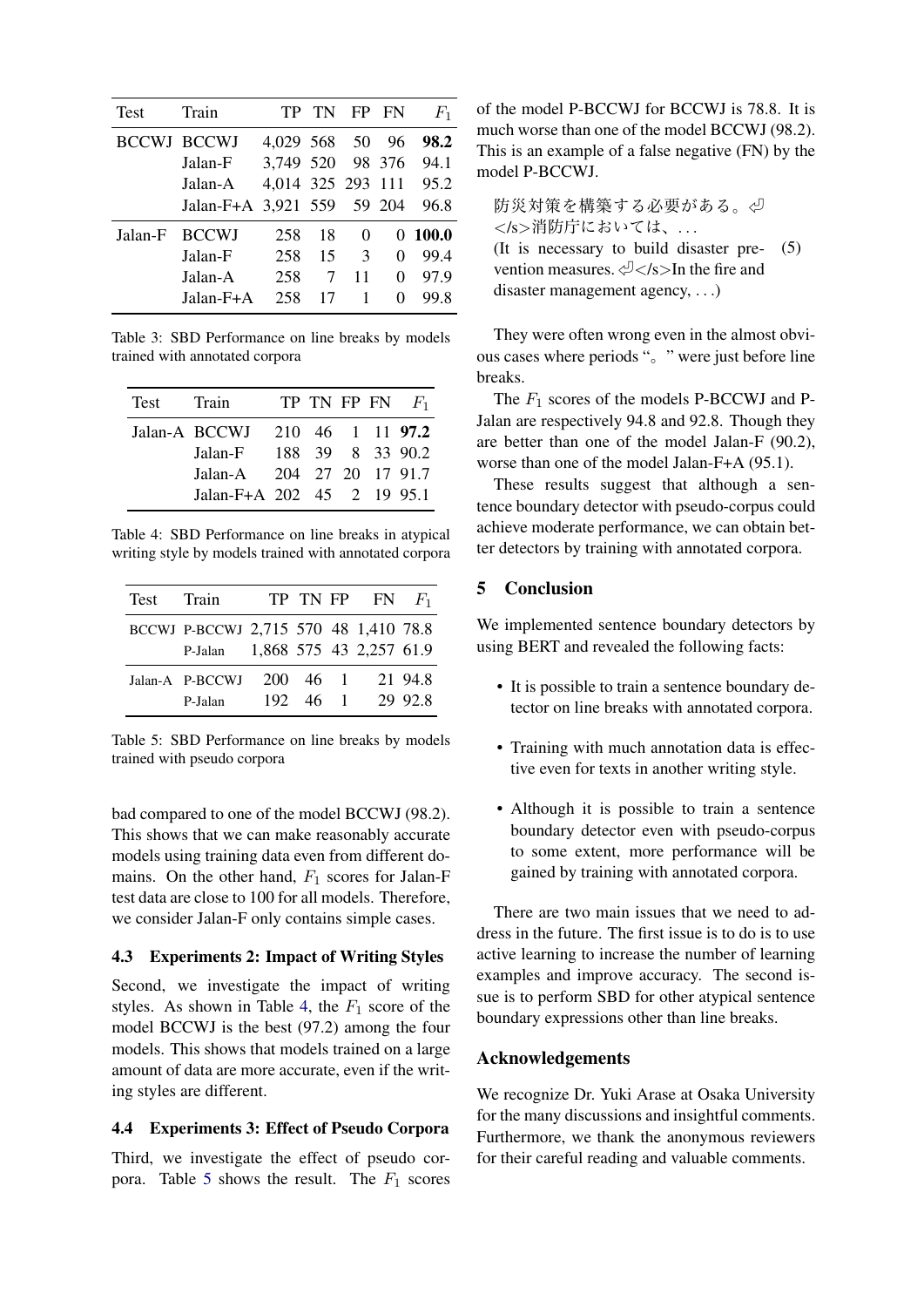| Test | Train | TP | TN | FP | FN | $F_1$ |
|---|---|---|---|---|---|---|
| BCCWJ | BCCWJ | 4,029 | 568 | 50 | 96 | **98.2** |
| | Jalan-F | 3,749 | 520 | 98 | 376 | 94.1 |
| | Jalan-A | 4,014 | 325 | 293 | 111 | 95.2 |
| | Jalan-F+A | 3,921 | 559 | 59 | 204 | 96.8 |
| Jalan-F | BCCWJ | 258 | 18 | 0 | 0 | **100.0** |
| | Jalan-F | 258 | 15 | 3 | 0 | 99.4 |
| | Jalan-A | 258 | 7 | 11 | 0 | 97.9 |
| | Jalan-F+A | 258 | 17 | 1 | 0 | 99.8 |

Table 3: SBD Performance on line breaks by models trained with annotated corpora

| Test | Train | TP | TN | FP | FN | $F_1$ |
|---|---|---|---|---|---|---|
| Jalan-A | BCCWJ | 210 | 46 | 1 | 11 | **97.2** |
| | Jalan-F | 188 | 39 | 8 | 33 | 90.2 |
| | Jalan-A | 204 | 27 | 20 | 17 | 91.7 |
| | Jalan-F+A | 202 | 45 | 2 | 19 | 95.1 |

Table 4: SBD Performance on line breaks in atypical writing style by models trained with annotated corpora

| Test | Train | TP | TN | FP | FN | $F_1$ |
|---|---|---|---|---|---|---|
| BCCWJ | P-BCCWJ | 2,715 | 570 | 48 | 1,410 | 78.8 |
| | P-Jalan | 1,868 | 575 | 43 | 2,257 | 61.9 |
| Jalan-A | P-BCCWJ | 200 | 46 | 1 | 21 | 94.8 |
| | P-Jalan | 192 | 46 | 1 | 29 | 92.8 |

Table 5: SBD Performance on line breaks by models trained with pseudo corpora

bad compared to one of the model BCCWJ (98.2). This shows that we can make reasonably accurate models using training data even from different domains. On the other hand, $F_1$ scores for Jalan-F test data are close to 100 for all models. Therefore, we consider Jalan-F only contains simple cases.

### 4.3 Experiments 2: Impact of Writing Styles

Second, we investigate the impact of writing styles. As shown in Table 4, the $F_1$ score of the model BCCWJ is the best (97.2) among the four models. This shows that models trained on a large amount of data are more accurate, even if the writing styles are different.

### 4.4 Experiments 3: Effect of Pseudo Corpora

Third, we investigate the effect of pseudo corpora. Table 5 shows the result. The $F_1$ scores of the model P-BCCWJ for BCCWJ is 78.8. It is much worse than one of the model BCCWJ (98.2). This is an example of a false negative (FN) by the model P-BCCWJ.

> 防災対策を構築する必要がある。⏎</s>消防庁においては、...
> (It is necessary to build disaster prevention measures. ⏎</s>In the fire and disaster management agency, ...) (5)

They were often wrong even in the almost obvious cases where periods "。" were just before line breaks.

The $F_1$ scores of the models P-BCCWJ and P-Jalan are respectively 94.8 and 92.8. Though they are better than one of the model Jalan-F (90.2), worse than one of the model Jalan-F+A (95.1).

These results suggest that although a sentence boundary detector with pseudo-corpus could achieve moderate performance, we can obtain better detectors by training with annotated corpora.

## 5 Conclusion

We implemented sentence boundary detectors by using BERT and revealed the following facts:

- It is possible to train a sentence boundary detector on line breaks with annotated corpora.
- Training with much annotation data is effective even for texts in another writing style.
- Although it is possible to train a sentence boundary detector even with pseudo-corpus to some extent, more performance will be gained by training with annotated corpora.

There are two main issues that we need to address in the future. The first issue is to do is to use active learning to increase the number of learning examples and improve accuracy. The second issue is to perform SBD for other atypical sentence boundary expressions other than line breaks.

## Acknowledgements

We recognize Dr. Yuki Arase at Osaka University for the many discussions and insightful comments. Furthermore, we thank the anonymous reviewers for their careful reading and valuable comments.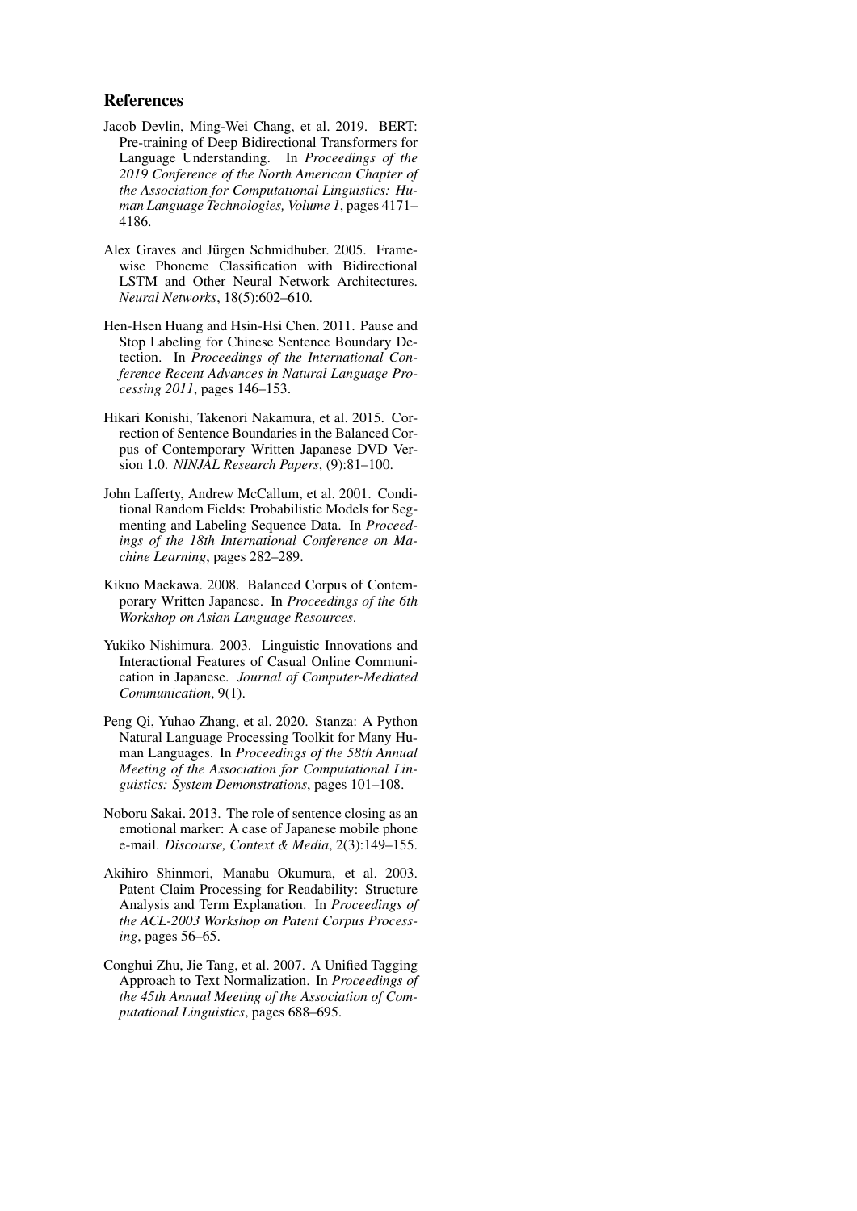## References

Jacob Devlin, Ming-Wei Chang, et al. 2019. BERT: Pre-training of Deep Bidirectional Transformers for Language Understanding. In *Proceedings of the 2019 Conference of the North American Chapter of the Association for Computational Linguistics: Human Language Technologies, Volume 1*, pages 4171–4186.

Alex Graves and Jürgen Schmidhuber. 2005. Framewise Phoneme Classification with Bidirectional LSTM and Other Neural Network Architectures. *Neural Networks*, 18(5):602–610.

Hen-Hsen Huang and Hsin-Hsi Chen. 2011. Pause and Stop Labeling for Chinese Sentence Boundary Detection. In *Proceedings of the International Conference Recent Advances in Natural Language Processing 2011*, pages 146–153.

Hikari Konishi, Takenori Nakamura, et al. 2015. Correction of Sentence Boundaries in the Balanced Corpus of Contemporary Written Japanese DVD Version 1.0. *NINJAL Research Papers*, (9):81–100.

John Lafferty, Andrew McCallum, et al. 2001. Conditional Random Fields: Probabilistic Models for Segmenting and Labeling Sequence Data. In *Proceedings of the 18th International Conference on Machine Learning*, pages 282–289.

Kikuo Maekawa. 2008. Balanced Corpus of Contemporary Written Japanese. In *Proceedings of the 6th Workshop on Asian Language Resources*.

Yukiko Nishimura. 2003. Linguistic Innovations and Interactional Features of Casual Online Communication in Japanese. *Journal of Computer-Mediated Communication*, 9(1).

Peng Qi, Yuhao Zhang, et al. 2020. Stanza: A Python Natural Language Processing Toolkit for Many Human Languages. In *Proceedings of the 58th Annual Meeting of the Association for Computational Linguistics: System Demonstrations*, pages 101–108.

Noboru Sakai. 2013. The role of sentence closing as an emotional marker: A case of Japanese mobile phone e-mail. *Discourse, Context & Media*, 2(3):149–155.

Akihiro Shinmori, Manabu Okumura, et al. 2003. Patent Claim Processing for Readability: Structure Analysis and Term Explanation. In *Proceedings of the ACL-2003 Workshop on Patent Corpus Processing*, pages 56–65.

Conghui Zhu, Jie Tang, et al. 2007. A Unified Tagging Approach to Text Normalization. In *Proceedings of the 45th Annual Meeting of the Association of Computational Linguistics*, pages 688–695.